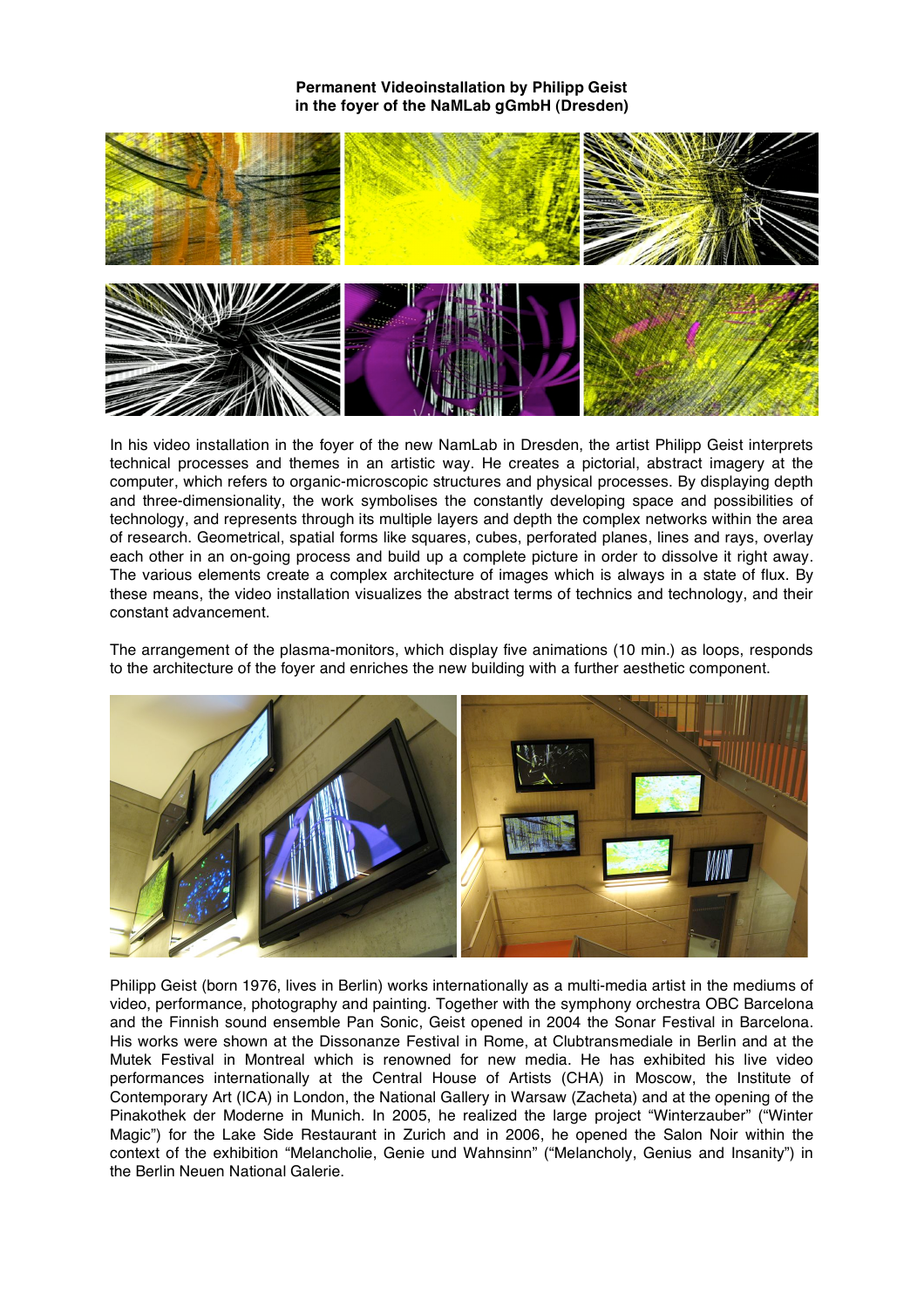**Permanent Videoinstallation by Philipp Geist**
**in the foyer of the NaMLab gGmbH (Dresden)**

In his video installation in the foyer of the new NamLab in Dresden, the artist Philipp Geist interprets technical processes and themes in an artistic way. He creates a pictorial, abstract imagery at the computer, which refers to organic-microscopic structures and physical processes. By displaying depth and three-dimensionality, the work symbolises the constantly developing space and possibilities of technology, and represents through its multiple layers and depth the complex networks within the area of research. Geometrical, spatial forms like squares, cubes, perforated planes, lines and rays, overlay each other in an on-going process and build up a complete picture in order to dissolve it right away. The various elements create a complex architecture of images which is always in a state of flux. By these means, the video installation visualizes the abstract terms of technics and technology, and their constant advancement.

The arrangement of the plasma-monitors, which display five animations (10 min.) as loops, responds to the architecture of the foyer and enriches the new building with a further aesthetic component.

Philipp Geist (born 1976, lives in Berlin) works internationally as a multi-media artist in the mediums of video, performance, photography and painting. Together with the symphony orchestra OBC Barcelona and the Finnish sound ensemble Pan Sonic, Geist opened in 2004 the Sonar Festival in Barcelona. His works were shown at the Dissonanze Festival in Rome, at Clubtransmediale in Berlin and at the Mutek Festival in Montreal which is renowned for new media. He has exhibited his live video performances internationally at the Central House of Artists (CHA) in Moscow, the Institute of Contemporary Art (ICA) in London, the National Gallery in Warsaw (Zacheta) and at the opening of the Pinakothek der Moderne in Munich. In 2005, he realized the large project "Winterzauber" ("Winter Magic") for the Lake Side Restaurant in Zurich and in 2006, he opened the Salon Noir within the context of the exhibition "Melancholie, Genie und Wahnsinn" ("Melancholy, Genius and Insanity") in the Berlin Neuen National Galerie.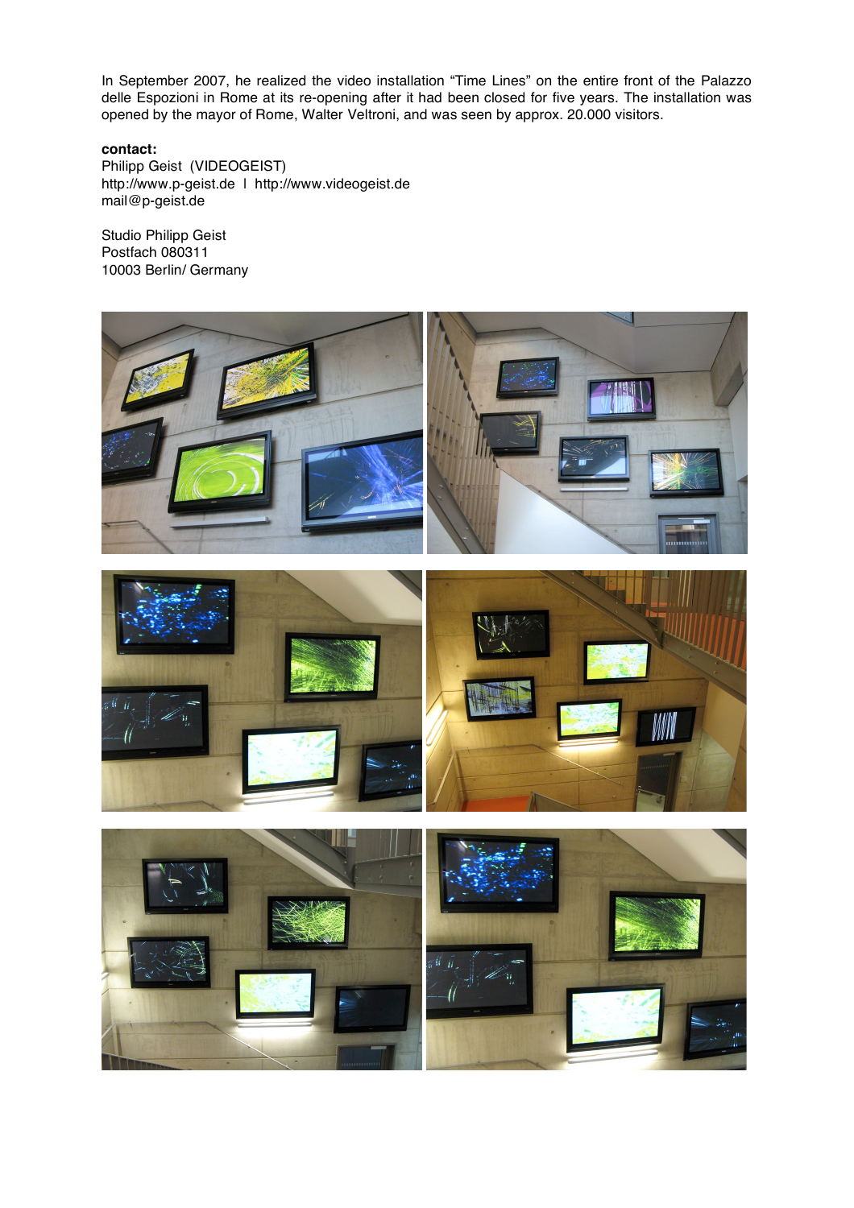In September 2007, he realized the video installation “Time Lines” on the entire front of the Palazzo delle Espozioni in Rome at its re-opening after it had been closed for five years. The installation was opened by the mayor of Rome, Walter Veltroni, and was seen by approx. 20.000 visitors.

**contact:**
Philipp Geist (VIDEOGEIST)
http://www.p-geist.de | http://www.videogeist.de
mail@p-geist.de

Studio Philipp Geist
Postfach 080311
10003 Berlin/ Germany